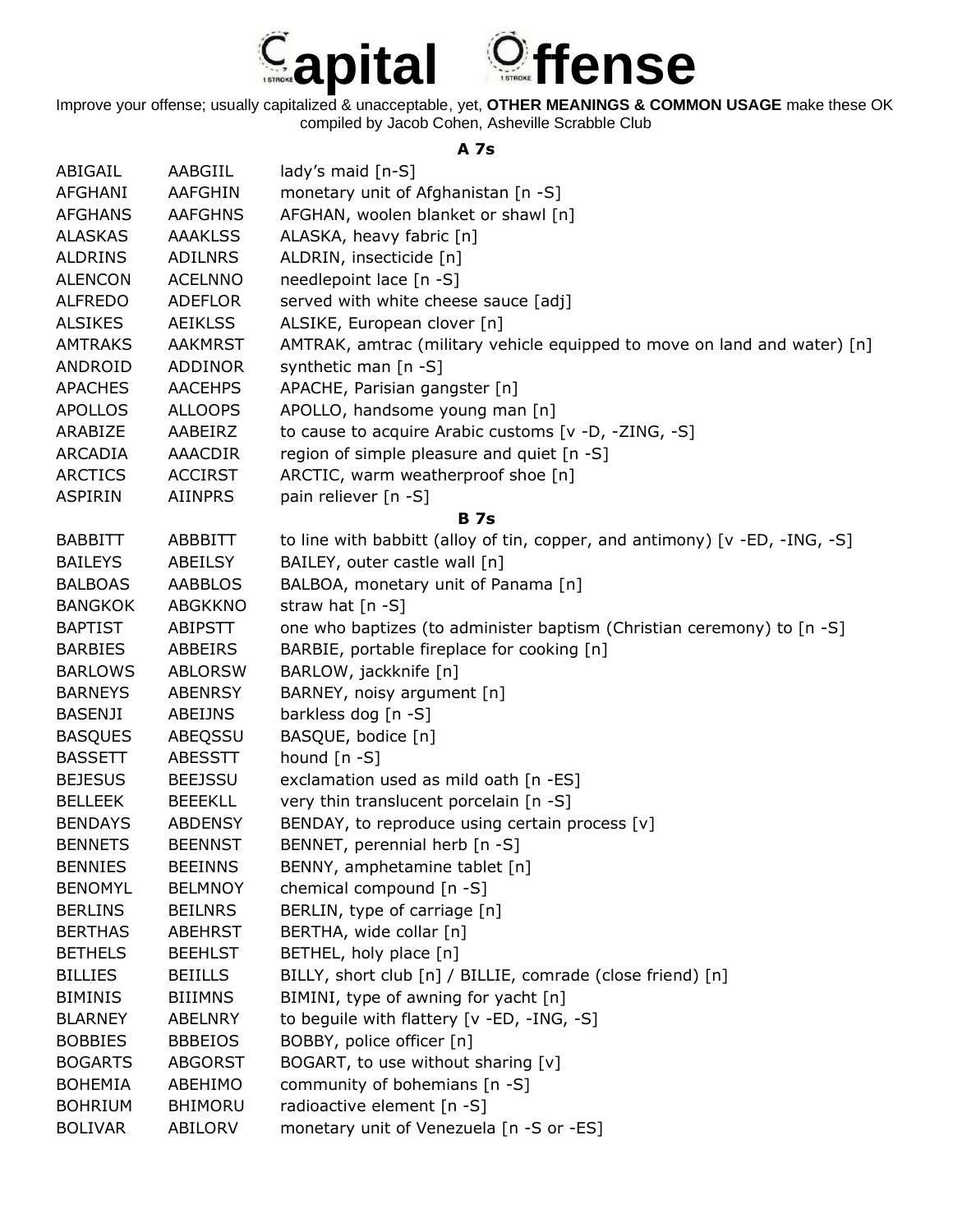# Capital Offense

Improve your offense; usually capitalized & unacceptable, yet, **OTHER MEANINGS & COMMON USAGE** make these OK
compiled by Jacob Cohen, Asheville Scrabble Club

### A 7s

| | | |
|---|---|---|
| ABIGAIL | AABGIIL | lady's maid [n-S] |
| AFGHANI | AAFGHIN | monetary unit of Afghanistan [n -S] |
| AFGHANS | AAFGHNS | AFGHAN, woolen blanket or shawl [n] |
| ALASKAS | AAAKLSS | ALASKA, heavy fabric [n] |
| ALDRINS | ADILNRS | ALDRIN, insecticide [n] |
| ALENCON | ACELNNO | needlepoint lace [n -S] |
| ALFREDO | ADEFLOR | served with white cheese sauce [adj] |
| ALSIKES | AEIKLSS | ALSIKE, European clover [n] |
| AMTRAKS | AAKMRST | AMTRAK, amtrac (military vehicle equipped to move on land and water) [n] |
| ANDROID | ADDINOR | synthetic man [n -S] |
| APACHES | AACEHPS | APACHE, Parisian gangster [n] |
| APOLLOS | ALLOOPS | APOLLO, handsome young man [n] |
| ARABIZE | AABEIRZ | to cause to acquire Arabic customs [v -D, -ZING, -S] |
| ARCADIA | AAACDIR | region of simple pleasure and quiet [n -S] |
| ARCTICS | ACCIRST | ARCTIC, warm weatherproof shoe [n] |
| ASPIRIN | AIINPRS | pain reliever [n -S] |

### B 7s

| | | |
|---|---|---|
| BABBITT | ABBBITT | to line with babbitt (alloy of tin, copper, and antimony) [v -ED, -ING, -S] |
| BAILEYS | ABEILSY | BAILEY, outer castle wall [n] |
| BALBOAS | AABBLOS | BALBOA, monetary unit of Panama [n] |
| BANGKOK | ABGKKNO | straw hat [n -S] |
| BAPTIST | ABIPSTT | one who baptizes (to administer baptism (Christian ceremony) to [n -S] |
| BARBIES | ABBEIRS | BARBIE, portable fireplace for cooking [n] |
| BARLOWS | ABLORSW | BARLOW, jackknife [n] |
| BARNEYS | ABENRSY | BARNEY, noisy argument [n] |
| BASENJI | ABEIJNS | barkless dog [n -S] |
| BASQUES | ABEQSSU | BASQUE, bodice [n] |
| BASSETT | ABESSTT | hound [n -S] |
| BEJESUS | BEEJSSU | exclamation used as mild oath [n -ES] |
| BELLEEK | BEEEKLL | very thin translucent porcelain [n -S] |
| BENDAYS | ABDENSY | BENDAY, to reproduce using certain process [v] |
| BENNETS | BEENNST | BENNET, perennial herb [n -S] |
| BENNIES | BEEINNS | BENNY, amphetamine tablet [n] |
| BENOMYL | BELMNOY | chemical compound [n -S] |
| BERLINS | BEILNRS | BERLIN, type of carriage [n] |
| BERTHAS | ABEHRST | BERTHA, wide collar [n] |
| BETHELS | BEEHLST | BETHEL, holy place [n] |
| BILLIES | BEIILLS | BILLY, short club [n] / BILLIE, comrade (close friend) [n] |
| BIMINIS | BIIIMNS | BIMINI, type of awning for yacht [n] |
| BLARNEY | ABELNRY | to beguile with flattery [v -ED, -ING, -S] |
| BOBBIES | BBBEIOS | BOBBY, police officer [n] |
| BOGARTS | ABGORST | BOGART, to use without sharing [v] |
| BOHEMIA | ABEHIMO | community of bohemians [n -S] |
| BOHRIUM | BHIMORU | radioactive element [n -S] |
| BOLIVAR | ABILORV | monetary unit of Venezuela [n -S or -ES] |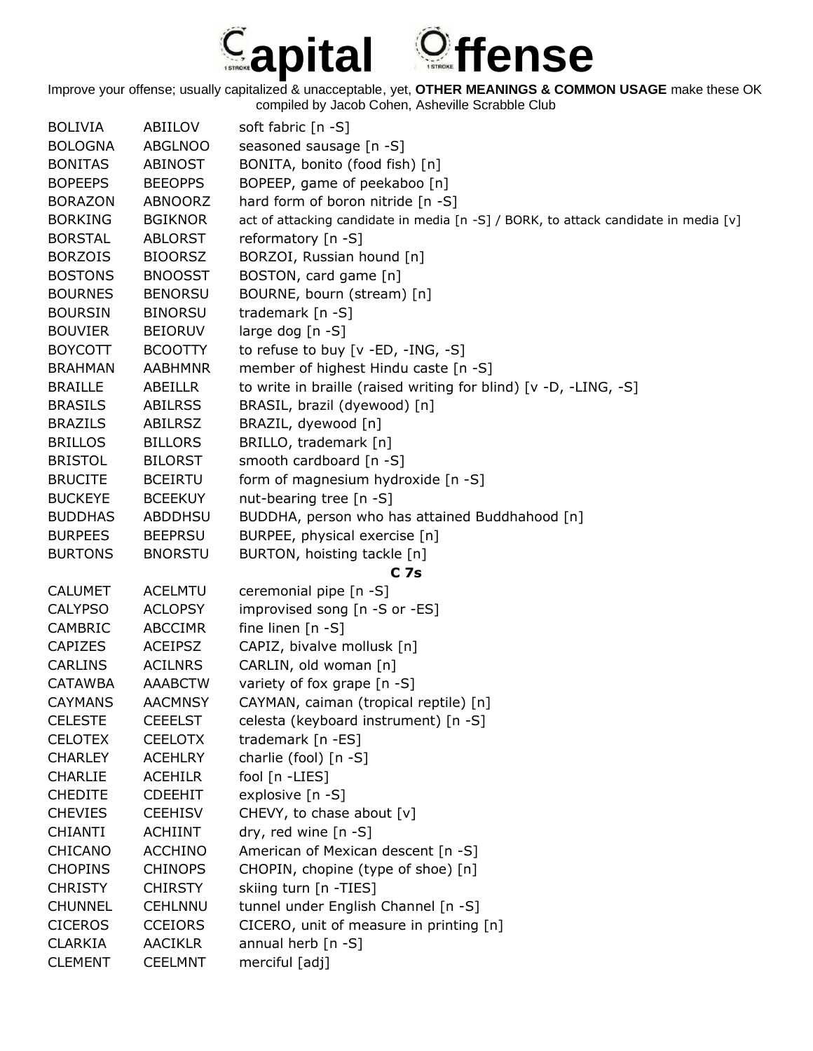# Capital Offense

Improve your offense; usually capitalized & unacceptable, yet, **OTHER MEANINGS & COMMON USAGE** make these OK
compiled by Jacob Cohen, Asheville Scrabble Club

| | | |
|---|---|---|
| BOLIVIA | ABIILOV | soft fabric [n -S] |
| BOLOGNA | ABGLNOO | seasoned sausage [n -S] |
| BONITAS | ABINOST | BONITA, bonito (food fish) [n] |
| BOPEEPS | BEEOPPS | BOPEEP, game of peekaboo [n] |
| BORAZON | ABNOORZ | hard form of boron nitride [n -S] |
| BORKING | BGIKNOR | act of attacking candidate in media [n -S] / BORK, to attack candidate in media [v] |
| BORSTAL | ABLORST | reformatory [n -S] |
| BORZOIS | BIOORSZ | BORZOI, Russian hound [n] |
| BOSTONS | BNOOSST | BOSTON, card game [n] |
| BOURNES | BENORSU | BOURNE, bourn (stream) [n] |
| BOURSIN | BINORSU | trademark [n -S] |
| BOUVIER | BEIORUV | large dog [n -S] |
| BOYCOTT | BCOOTTY | to refuse to buy [v -ED, -ING, -S] |
| BRAHMAN | AABHMNR | member of highest Hindu caste [n -S] |
| BRAILLE | ABEILLR | to write in braille (raised writing for blind) [v -D, -LING, -S] |
| BRASILS | ABILRSS | BRASIL, brazil (dyewood) [n] |
| BRAZILS | ABILRSZ | BRAZIL, dyewood [n] |
| BRILLOS | BILLORS | BRILLO, trademark [n] |
| BRISTOL | BILORST | smooth cardboard [n -S] |
| BRUCITE | BCEIRTU | form of magnesium hydroxide [n -S] |
| BUCKEYE | BCEEKUY | nut-bearing tree [n -S] |
| BUDDHAS | ABDDHSU | BUDDHA, person who has attained Buddhahood [n] |
| BURPEES | BEEPRSU | BURPEE, physical exercise [n] |
| BURTONS | BNORSTU | BURTON, hoisting tackle [n] |
| | | **C 7s** |
| CALUMET | ACELMTU | ceremonial pipe [n -S] |
| CALYPSO | ACLOPSY | improvised song [n -S or -ES] |
| CAMBRIC | ABCCIMR | fine linen [n -S] |
| CAPIZES | ACEIPSZ | CAPIZ, bivalve mollusk [n] |
| CARLINS | ACILNRS | CARLIN, old woman [n] |
| CATAWBA | AAABCTW | variety of fox grape [n -S] |
| CAYMANS | AACMNSY | CAYMAN, caiman (tropical reptile) [n] |
| CELESTE | CEEELST | celesta (keyboard instrument) [n -S] |
| CELOTEX | CEELOTX | trademark [n -ES] |
| CHARLEY | ACEHLRY | charlie (fool) [n -S] |
| CHARLIE | ACEHILR | fool [n -LIES] |
| CHEDITE | CDEEHIT | explosive [n -S] |
| CHEVIES | CEEHISV | CHEVY, to chase about [v] |
| CHIANTI | ACHIINT | dry, red wine [n -S] |
| CHICANO | ACCHINO | American of Mexican descent [n -S] |
| CHOPINS | CHINOPS | CHOPIN, chopine (type of shoe) [n] |
| CHRISTY | CHIRSTY | skiing turn [n -TIES] |
| CHUNNEL | CEHLNNU | tunnel under English Channel [n -S] |
| CICEROS | CCEIORS | CICERO, unit of measure in printing [n] |
| CLARKIA | AACIKLR | annual herb [n -S] |
| CLEMENT | CEELMNT | merciful [adj] |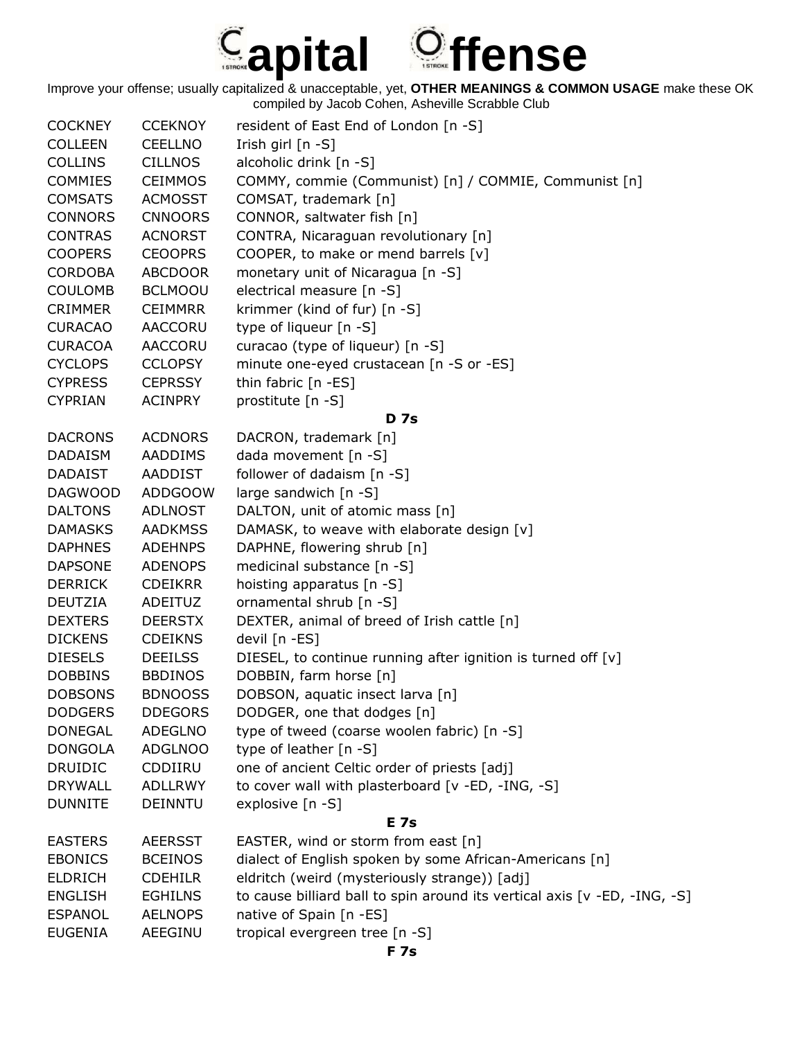# Capital Offense

Improve your offense; usually capitalized & unacceptable, yet, **OTHER MEANINGS & COMMON USAGE** make these OK
compiled by Jacob Cohen, Asheville Scrabble Club

| | | |
|---|---|---|
| COCKNEY | CCEKNOY | resident of East End of London [n -S] |
| COLLEEN | CEELLNO | Irish girl [n -S] |
| COLLINS | CILLNOS | alcoholic drink [n -S] |
| COMMIES | CEIMMOS | COMMY, commie (Communist) [n] / COMMIE, Communist [n] |
| COMSATS | ACMOSST | COMSAT, trademark [n] |
| CONNORS | CNNOORS | CONNOR, saltwater fish [n] |
| CONTRAS | ACNORST | CONTRA, Nicaraguan revolutionary [n] |
| COOPERS | CEOOPRS | COOPER, to make or mend barrels [v] |
| CORDOBA | ABCDOOR | monetary unit of Nicaragua [n -S] |
| COULOMB | BCLMOOU | electrical measure [n -S] |
| CRIMMER | CEIMMRR | krimmer (kind of fur) [n -S] |
| CURACAO | AACCORU | type of liqueur [n -S] |
| CURACOA | AACCORU | curacao (type of liqueur) [n -S] |
| CYCLOPS | CCLOPSY | minute one-eyed crustacean [n -S or -ES] |
| CYPRESS | CEPRSSY | thin fabric [n -ES] |
| CYPRIAN | ACINPRY | prostitute [n -S] |

**D 7s**

| | | |
|---|---|---|
| DACRONS | ACDNORS | DACRON, trademark [n] |
| DADAISM | AADDIMS | dada movement [n -S] |
| DADAIST | AADDIST | follower of dadaism [n -S] |
| DAGWOOD | ADDGOOW | large sandwich [n -S] |
| DALTONS | ADLNOST | DALTON, unit of atomic mass [n] |
| DAMASKS | AADKMSS | DAMASK, to weave with elaborate design [v] |
| DAPHNES | ADEHNPS | DAPHNE, flowering shrub [n] |
| DAPSONE | ADENOPS | medicinal substance [n -S] |
| DERRICK | CDEIKRR | hoisting apparatus [n -S] |
| DEUTZIA | ADEITUZ | ornamental shrub [n -S] |
| DEXTERS | DEERSTX | DEXTER, animal of breed of Irish cattle [n] |
| DICKENS | CDEIKNS | devil [n -ES] |
| DIESELS | DEEILSS | DIESEL, to continue running after ignition is turned off [v] |
| DOBBINS | BBDINOS | DOBBIN, farm horse [n] |
| DOBSONS | BDNOOSS | DOBSON, aquatic insect larva [n] |
| DODGERS | DDEGORS | DODGER, one that dodges [n] |
| DONEGAL | ADEGLNO | type of tweed (coarse woolen fabric) [n -S] |
| DONGOLA | ADGLNOO | type of leather [n -S] |
| DRUIDIC | CDDIIRU | one of ancient Celtic order of priests [adj] |
| DRYWALL | ADLLRWY | to cover wall with plasterboard [v -ED, -ING, -S] |
| DUNNITE | DEINNTU | explosive [n -S] |

**E 7s**

| | | |
|---|---|---|
| EASTERS | AEERSST | EASTER, wind or storm from east [n] |
| EBONICS | BCEINOS | dialect of English spoken by some African-Americans [n] |
| ELDRICH | CDEHILR | eldritch (weird (mysteriously strange)) [adj] |
| ENGLISH | EGHILNS | to cause billiard ball to spin around its vertical axis [v -ED, -ING, -S] |
| ESPANOL | AELNOPS | native of Spain [n -ES] |
| EUGENIA | AEEGINU | tropical evergreen tree [n -S] |

**F 7s**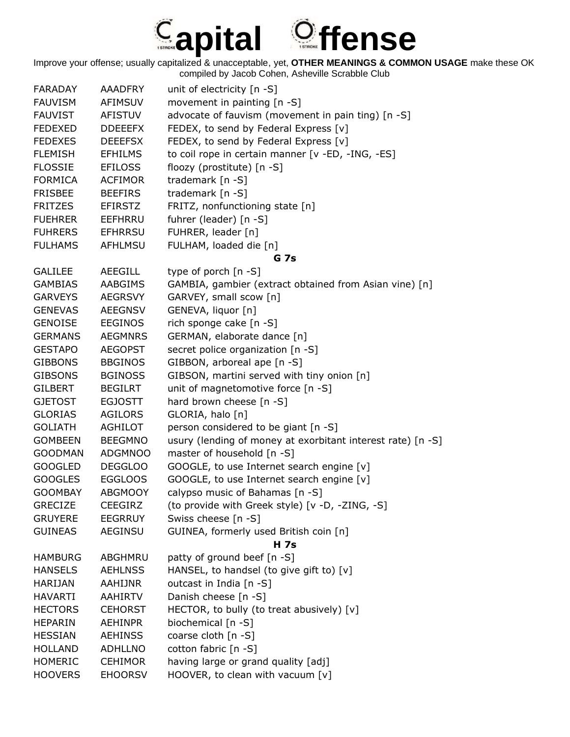# Capital Offense

Improve your offense; usually capitalized & unacceptable, yet, **OTHER MEANINGS & COMMON USAGE** make these OK compiled by Jacob Cohen, Asheville Scrabble Club

| | | |
|---|---|---|
| FARADAY | AAADFRY | unit of electricity [n -S] |
| FAUVISM | AFIMSUV | movement in painting [n -S] |
| FAUVIST | AFISTUV | advocate of fauvism (movement in pain ting) [n -S] |
| FEDEXED | DDEEEFX | FEDEX, to send by Federal Express [v] |
| FEDEXES | DEEEFSX | FEDEX, to send by Federal Express [v] |
| FLEMISH | EFHILMS | to coil rope in certain manner [v -ED, -ING, -ES] |
| FLOSSIE | EFILOSS | floozy (prostitute) [n -S] |
| FORMICA | ACFIMOR | trademark [n -S] |
| FRISBEE | BEEFIRS | trademark [n -S] |
| FRITZES | EFIRSTZ | FRITZ, nonfunctioning state [n] |
| FUEHRER | EEFHRRU | fuhrer (leader) [n -S] |
| FUHRERS | EFHRRSU | FUHRER, leader [n] |
| FULHAMS | AFHLMSU | FULHAM, loaded die [n] |

**G 7s**

| | | |
|---|---|---|
| GALILEE | AEEGILL | type of porch [n -S] |
| GAMBIAS | AABGIMS | GAMBIA, gambier (extract obtained from Asian vine) [n] |
| GARVEYS | AEGRSVY | GARVEY, small scow [n] |
| GENEVAS | AEEGNSV | GENEVA, liquor [n] |
| GENOISE | EEGINOS | rich sponge cake [n -S] |
| GERMANS | AEGMNRS | GERMAN, elaborate dance [n] |
| GESTAPO | AEGOPST | secret police organization [n -S] |
| GIBBONS | BBGINOS | GIBBON, arboreal ape [n -S] |
| GIBSONS | BGINOSS | GIBSON, martini served with tiny onion [n] |
| GILBERT | BEGILRT | unit of magnetomotive force [n -S] |
| GJETOST | EGJOSTT | hard brown cheese [n -S] |
| GLORIAS | AGILORS | GLORIA, halo [n] |
| GOLIATH | AGHILOT | person considered to be giant [n -S] |
| GOMBEEN | BEEGMNO | usury (lending of money at exorbitant interest rate) [n -S] |
| GOODMAN | ADGMNOO | master of household [n -S] |
| GOOGLED | DEGGLOO | GOOGLE, to use Internet search engine [v] |
| GOOGLES | EGGLOOS | GOOGLE, to use Internet search engine [v] |
| GOOMBAY | ABGMOOY | calypso music of Bahamas [n -S] |
| GRECIZE | CEEGIRZ | (to provide with Greek style) [v -D, -ZING, -S] |
| GRUYERE | EEGRRUY | Swiss cheese [n -S] |
| GUINEAS | AEGINSU | GUINEA, formerly used British coin [n] |

**H 7s**

| | | |
|---|---|---|
| HAMBURG | ABGHMRU | patty of ground beef [n -S] |
| HANSELS | AEHLNSS | HANSEL, to handsel (to give gift to) [v] |
| HARIJAN | AAHIJNR | outcast in India [n -S] |
| HAVARTI | AAHIRTV | Danish cheese [n -S] |
| HECTORS | CEHORST | HECTOR, to bully (to treat abusively) [v] |
| HEPARIN | AEHINPR | biochemical [n -S] |
| HESSIAN | AEHINSS | coarse cloth [n -S] |
| HOLLAND | ADHLLNO | cotton fabric [n -S] |
| HOMERIC | CEHIMOR | having large or grand quality [adj] |
| HOOVERS | EHOORSV | HOOVER, to clean with vacuum [v] |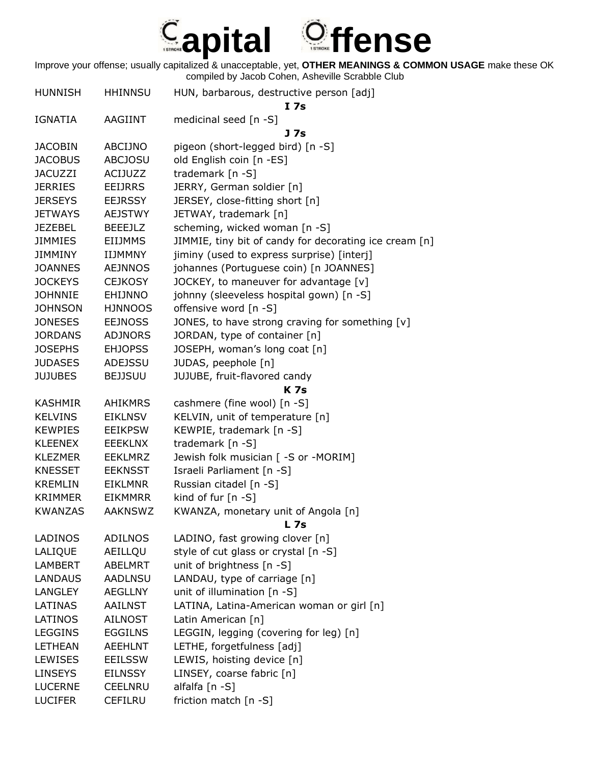# Capital Offense

Improve your offense; usually capitalized & unacceptable, yet, **OTHER MEANINGS & COMMON USAGE** make these OK
compiled by Jacob Cohen, Asheville Scrabble Club

| | | |
|---|---|---|
| HUNNISH | HHINNSU | HUN, barbarous, destructive person [adj] |
| | | **I 7s** |
| IGNATIA | AAGIINT | medicinal seed [n -S] |
| | | **J 7s** |
| JACOBIN | ABCIJNO | pigeon (short-legged bird) [n -S] |
| JACOBUS | ABCJOSU | old English coin [n -ES] |
| JACUZZI | ACIJUZZ | trademark [n -S] |
| JERRIES | EEIJRRS | JERRY, German soldier [n] |
| JERSEYS | EEJRSSY | JERSEY, close-fitting short [n] |
| JETWAYS | AEJSTWY | JETWAY, trademark [n] |
| JEZEBEL | BEEEJLZ | scheming, wicked woman [n -S] |
| JIMMIES | EIIJMMS | JIMMIE, tiny bit of candy for decorating ice cream [n] |
| JIMMINY | IIJMMNY | jiminy (used to express surprise) [interj] |
| JOANNES | AEJNNOS | johannes (Portuguese coin) [n JOANNES] |
| JOCKEYS | CEJKOSY | JOCKEY, to maneuver for advantage [v] |
| JOHNNIE | EHIJNNO | johnny (sleeveless hospital gown) [n -S] |
| JOHNSON | HJNNOOS | offensive word [n -S] |
| JONESES | EEJNOSS | JONES, to have strong craving for something [v] |
| JORDANS | ADJNORS | JORDAN, type of container [n] |
| JOSEPHS | EHJOPSS | JOSEPH, woman's long coat [n] |
| JUDASES | ADEJSSU | JUDAS, peephole [n] |
| JUJUBES | BEJJSUU | JUJUBE, fruit-flavored candy |
| | | **K 7s** |
| KASHMIR | AHIKMRS | cashmere (fine wool) [n -S] |
| KELVINS | EIKLNSV | KELVIN, unit of temperature [n] |
| KEWPIES | EEIKPSW | KEWPIE, trademark [n -S] |
| KLEENEX | EEEKLNX | trademark [n -S] |
| KLEZMER | EEKLMRZ | Jewish folk musician [ -S or -MORIM] |
| KNESSET | EEKNSST | Israeli Parliament [n -S] |
| KREMLIN | EIKLMNR | Russian citadel [n -S] |
| KRIMMER | EIKMMRR | kind of fur [n -S] |
| KWANZAS | AAKNSWZ | KWANZA, monetary unit of Angola [n] |
| | | **L 7s** |
| LADINOS | ADILNOS | LADINO, fast growing clover [n] |
| LALIQUE | AEILLQU | style of cut glass or crystal [n -S] |
| LAMBERT | ABELMRT | unit of brightness [n -S] |
| LANDAUS | AADLNSU | LANDAU, type of carriage [n] |
| LANGLEY | AEGLLNY | unit of illumination [n -S] |
| LATINAS | AAILNST | LATINA, Latina-American woman or girl [n] |
| LATINOS | AILNOST | Latin American [n] |
| LEGGINS | EGGILNS | LEGGIN, legging (covering for leg) [n] |
| LETHEAN | AEEHLNT | LETHE, forgetfulness [adj] |
| LEWISES | EEILSSW | LEWIS, hoisting device [n] |
| LINSEYS | EILNSSY | LINSEY, coarse fabric [n] |
| LUCERNE | CEELNRU | alfalfa [n -S] |
| LUCIFER | CEFILRU | friction match [n -S] |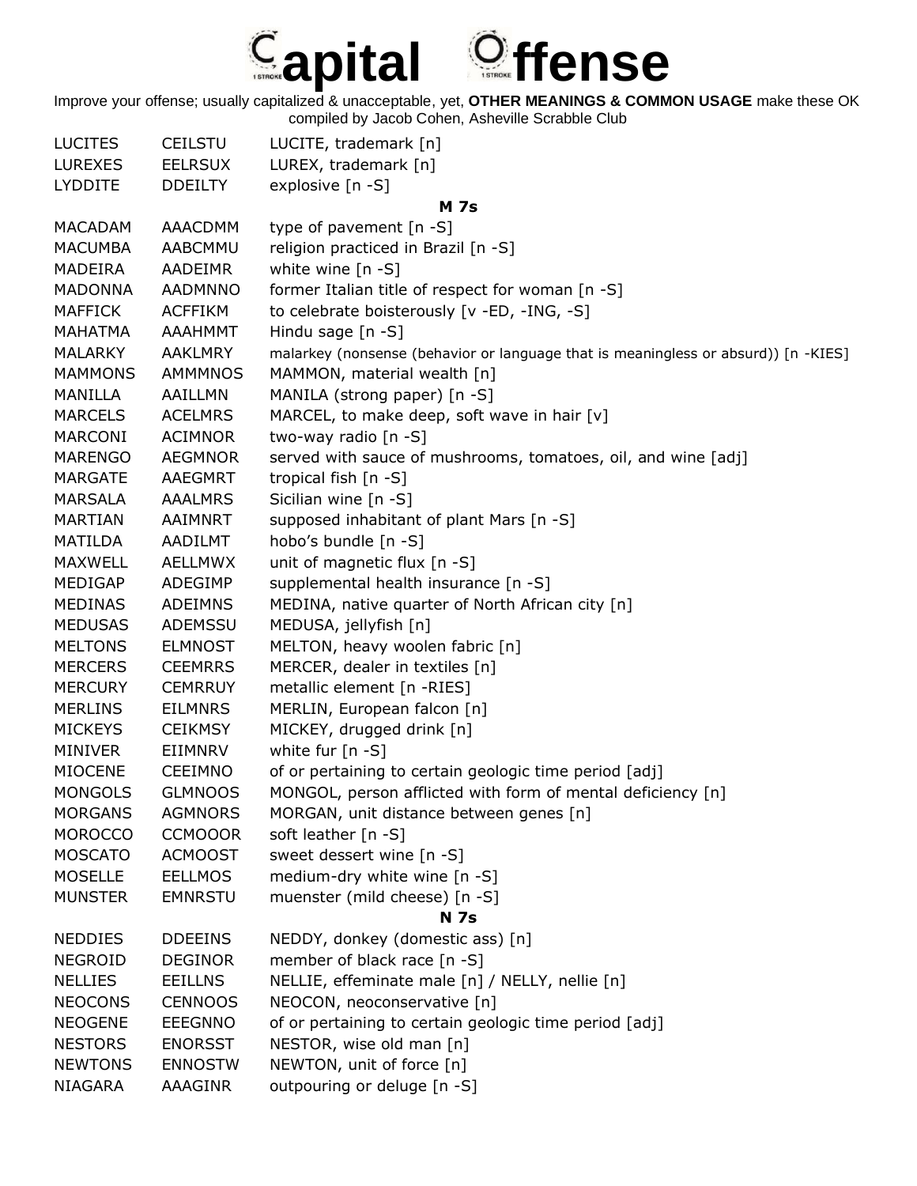# Capital Offense

Improve your offense; usually capitalized & unacceptable, yet, **OTHER MEANINGS & COMMON USAGE** make these OK
compiled by Jacob Cohen, Asheville Scrabble Club

| | | |
|---|---|---|
| LUCITES | CEILSTU | LUCITE, trademark [n] |
| LUREXES | EELRSUX | LUREX, trademark [n] |
| LYDDITE | DDEILTY | explosive [n -S] |
| | | **M 7s** |
| MACADAM | AAACDMM | type of pavement [n -S] |
| MACUMBA | AABCMMU | religion practiced in Brazil [n -S] |
| MADEIRA | AADEIMR | white wine [n -S] |
| MADONNA | AADMNNO | former Italian title of respect for woman [n -S] |
| MAFFICK | ACFFIKM | to celebrate boisterously [v -ED, -ING, -S] |
| MAHATMA | AAAHMMT | Hindu sage [n -S] |
| MALARKY | AAKLMRY | malarkey (nonsense (behavior or language that is meaningless or absurd)) [n -KIES] |
| MAMMONS | AMMMNOS | MAMMON, material wealth [n] |
| MANILLA | AAILLMN | MANILA (strong paper) [n -S] |
| MARCELS | ACELMRS | MARCEL, to make deep, soft wave in hair [v] |
| MARCONI | ACIMNOR | two-way radio [n -S] |
| MARENGO | AEGMNOR | served with sauce of mushrooms, tomatoes, oil, and wine [adj] |
| MARGATE | AAEGMRT | tropical fish [n -S] |
| MARSALA | AAALMRS | Sicilian wine [n -S] |
| MARTIAN | AAIMNRT | supposed inhabitant of plant Mars [n -S] |
| MATILDA | AADILMT | hobo's bundle [n -S] |
| MAXWELL | AELLMWX | unit of magnetic flux [n -S] |
| MEDIGAP | ADEGIMP | supplemental health insurance [n -S] |
| MEDINAS | ADEIMNS | MEDINA, native quarter of North African city [n] |
| MEDUSAS | ADEMSSU | MEDUSA, jellyfish [n] |
| MELTONS | ELMNOST | MELTON, heavy woolen fabric [n] |
| MERCERS | CEEMRRS | MERCER, dealer in textiles [n] |
| MERCURY | CEMRRUY | metallic element [n -RIES] |
| MERLINS | EILMNRS | MERLIN, European falcon [n] |
| MICKEYS | CEIKMSY | MICKEY, drugged drink [n] |
| MINIVER | EIIMNRV | white fur [n -S] |
| MIOCENE | CEEIMNO | of or pertaining to certain geologic time period [adj] |
| MONGOLS | GLMNOOS | MONGOL, person afflicted with form of mental deficiency [n] |
| MORGANS | AGMNORS | MORGAN, unit distance between genes [n] |
| MOROCCO | CCMOOOR | soft leather [n -S] |
| MOSCATO | ACMOOST | sweet dessert wine [n -S] |
| MOSELLE | EELLMOS | medium-dry white wine [n -S] |
| MUNSTER | EMNRSTU | muenster (mild cheese) [n -S] |
| | | **N 7s** |
| NEDDIES | DDEEINS | NEDDY, donkey (domestic ass) [n] |
| NEGROID | DEGINOR | member of black race [n -S] |
| NELLIES | EEILLNS | NELLIE, effeminate male [n] / NELLY, nellie [n] |
| NEOCONS | CENNOOS | NEOCON, neoconservative [n] |
| NEOGENE | EEEGNNO | of or pertaining to certain geologic time period [adj] |
| NESTORS | ENORSST | NESTOR, wise old man [n] |
| NEWTONS | ENNOSTW | NEWTON, unit of force [n] |
| NIAGARA | AAAGINR | outpouring or deluge [n -S] |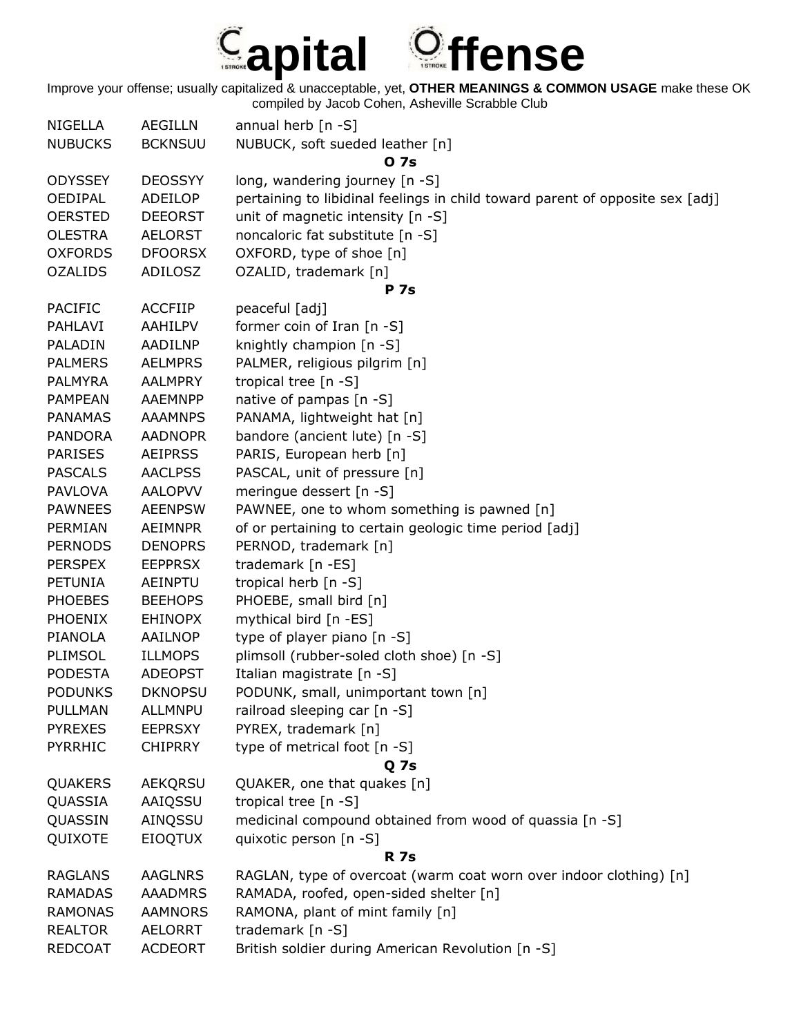# Capital Offense

Improve your offense; usually capitalized & unacceptable, yet, **OTHER MEANINGS & COMMON USAGE** make these OK
compiled by Jacob Cohen, Asheville Scrabble Club

| | | |
|---|---|---|
| NIGELLA | AEGILLN | annual herb [n -S] |
| NUBUCKS | BCKNSUU | NUBUCK, soft sueded leather [n] |
| | | **O 7s** |
| ODYSSEY | DEOSSYY | long, wandering journey [n -S] |
| OEDIPAL | ADEILOP | pertaining to libidinal feelings in child toward parent of opposite sex [adj] |
| OERSTED | DEEORST | unit of magnetic intensity [n -S] |
| OLESTRA | AELORST | noncaloric fat substitute [n -S] |
| OXFORDS | DFOORSX | OXFORD, type of shoe [n] |
| OZALIDS | ADILOSZ | OZALID, trademark [n] |
| | | **P 7s** |
| PACIFIC | ACCFIIP | peaceful [adj] |
| PAHLAVI | AAHILPV | former coin of Iran [n -S] |
| PALADIN | AADILNP | knightly champion [n -S] |
| PALMERS | AELMPRS | PALMER, religious pilgrim [n] |
| PALMYRA | AALMPRY | tropical tree [n -S] |
| PAMPEAN | AAEMNPP | native of pampas [n -S] |
| PANAMAS | AAAMNPS | PANAMA, lightweight hat [n] |
| PANDORA | AADNOPR | bandore (ancient lute) [n -S] |
| PARISES | AEIPRSS | PARIS, European herb [n] |
| PASCALS | AACLPSS | PASCAL, unit of pressure [n] |
| PAVLOVA | AALOPVV | meringue dessert [n -S] |
| PAWNEES | AEENPSW | PAWNEE, one to whom something is pawned [n] |
| PERMIAN | AEIMNPR | of or pertaining to certain geologic time period [adj] |
| PERNODS | DENOPRS | PERNOD, trademark [n] |
| PERSPEX | EEPPRSX | trademark [n -ES] |
| PETUNIA | AEINPTU | tropical herb [n -S] |
| PHOEBES | BEEHOPS | PHOEBE, small bird [n] |
| PHOENIX | EHINOPX | mythical bird [n -ES] |
| PIANOLA | AAILNOP | type of player piano [n -S] |
| PLIMSOL | ILLMOPS | plimsoll (rubber-soled cloth shoe) [n -S] |
| PODESTA | ADEOPST | Italian magistrate [n -S] |
| PODUNKS | DKNOPSU | PODUNK, small, unimportant town [n] |
| PULLMAN | ALLMNPU | railroad sleeping car [n -S] |
| PYREXES | EEPRSXY | PYREX, trademark [n] |
| PYRRHIC | CHIPRRY | type of metrical foot [n -S] |
| | | **Q 7s** |
| QUAKERS | AEKQRSU | QUAKER, one that quakes [n] |
| QUASSIA | AAIQSSU | tropical tree [n -S] |
| QUASSIN | AINQSSU | medicinal compound obtained from wood of quassia [n -S] |
| QUIXOTE | EIOQTUX | quixotic person [n -S] |
| | | **R 7s** |
| RAGLANS | AAGLNRS | RAGLAN, type of overcoat (warm coat worn over indoor clothing) [n] |
| RAMADAS | AAADMRS | RAMADA, roofed, open-sided shelter [n] |
| RAMONAS | AAMNORS | RAMONA, plant of mint family [n] |
| REALTOR | AELORRT | trademark [n -S] |
| REDCOAT | ACDEORT | British soldier during American Revolution [n -S] |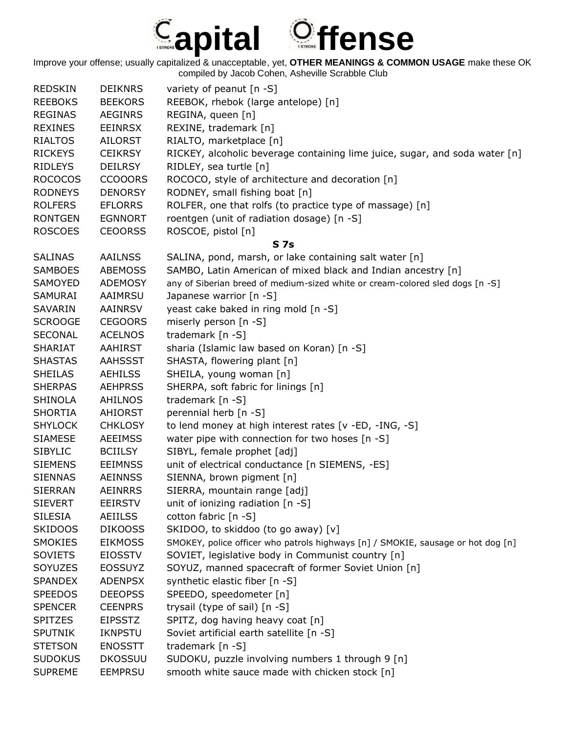# Capital Offense

Improve your offense; usually capitalized & unacceptable, yet, **OTHER MEANINGS & COMMON USAGE** make these OK
compiled by Jacob Cohen, Asheville Scrabble Club

| | | |
|---|---|---|
| REDSKIN | DEIKNRS | variety of peanut [n -S] |
| REEBOKS | BEEKORS | REEBOK, rhebok (large antelope) [n] |
| REGINAS | AEGINRS | REGINA, queen [n] |
| REXINES | EEINRSX | REXINE, trademark [n] |
| RIALTOS | AILORST | RIALTO, marketplace [n] |
| RICKEYS | CEIKRSY | RICKEY, alcoholic beverage containing lime juice, sugar, and soda water [n] |
| RIDLEYS | DEILRSY | RIDLEY, sea turtle [n] |
| ROCOCOS | CCOOORS | ROCOCO, style of architecture and decoration [n] |
| RODNEYS | DENORSY | RODNEY, small fishing boat [n] |
| ROLFERS | EFLORRS | ROLFER, one that rolfs (to practice type of massage) [n] |
| RONTGEN | EGNNORT | roentgen (unit of radiation dosage) [n -S] |
| ROSCOES | CEOORSS | ROSCOE, pistol [n] |
| | | **S 7s** |
| SALINAS | AAILNSS | SALINA, pond, marsh, or lake containing salt water [n] |
| SAMBOES | ABEMOSS | SAMBO, Latin American of mixed black and Indian ancestry [n] |
| SAMOYED | ADEMOSY | any of Siberian breed of medium-sized white or cream-colored sled dogs [n -S] |
| SAMURAI | AAIMRSU | Japanese warrior [n -S] |
| SAVARIN | AAINRSV | yeast cake baked in ring mold [n -S] |
| SCROOGE | CEGOORS | miserly person [n -S] |
| SECONAL | ACELNOS | trademark [n -S] |
| SHARIAT | AAHIRST | sharia (Islamic law based on Koran) [n -S] |
| SHASTAS | AAHSSST | SHASTA, flowering plant [n] |
| SHEILAS | AEHILSS | SHEILA, young woman [n] |
| SHERPAS | AEHPRSS | SHERPA, soft fabric for linings [n] |
| SHINOLA | AHILNOS | trademark [n -S] |
| SHORTIA | AHIORST | perennial herb [n -S] |
| SHYLOCK | CHKLOSY | to lend money at high interest rates [v -ED, -ING, -S] |
| SIAMESE | AEEIMSS | water pipe with connection for two hoses [n -S] |
| SIBYLIC | BCIILSY | SIBYL, female prophet [adj] |
| SIEMENS | EEIMNSS | unit of electrical conductance [n SIEMENS, -ES] |
| SIENNAS | AEINNSS | SIENNA, brown pigment [n] |
| SIERRAN | AEINRRS | SIERRA, mountain range [adj] |
| SIEVERT | EEIRSTV | unit of ionizing radiation [n -S] |
| SILESIA | AEIILSS | cotton fabric [n -S] |
| SKIDOOS | DIKOOSS | SKIDOO, to skiddoo (to go away) [v] |
| SMOKIES | EIKMOSS | SMOKEY, police officer who patrols highways [n] / SMOKIE, sausage or hot dog [n] |
| SOVIETS | EIOSSTV | SOVIET, legislative body in Communist country [n] |
| SOYUZES | EOSSUYZ | SOYUZ, manned spacecraft of former Soviet Union [n] |
| SPANDEX | ADENPSX | synthetic elastic fiber [n -S] |
| SPEEDOS | DEEOPSS | SPEEDO, speedometer [n] |
| SPENCER | CEENPRS | trysail (type of sail) [n -S] |
| SPITZES | EIPSSTZ | SPITZ, dog having heavy coat [n] |
| SPUTNIK | IKNPSTU | Soviet artificial earth satellite [n -S] |
| STETSON | ENOSSTT | trademark [n -S] |
| SUDOKUS | DKOSSUU | SUDOKU, puzzle involving numbers 1 through 9 [n] |
| SUPREME | EEMPRSU | smooth white sauce made with chicken stock [n] |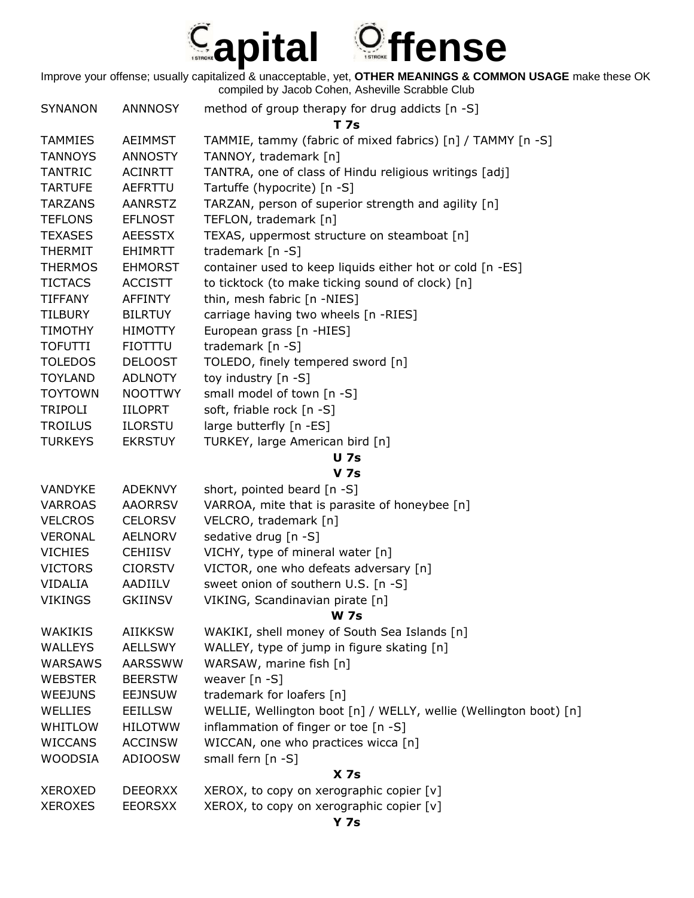# Capital Offense

Improve your offense; usually capitalized & unacceptable, yet, **OTHER MEANINGS & COMMON USAGE** make these OK
compiled by Jacob Cohen, Asheville Scrabble Club

| | | |
|---|---|---|
| SYNANON | ANNNOSY | method of group therapy for drug addicts [n -S] |
| | | **T 7s** |
| TAMMIES | AEIMMST | TAMMIE, tammy (fabric of mixed fabrics) [n] / TAMMY [n -S] |
| TANNOYS | ANNOSTY | TANNOY, trademark [n] |
| TANTRIC | ACINRTT | TANTRA, one of class of Hindu religious writings [adj] |
| TARTUFE | AEFRTTU | Tartuffe (hypocrite) [n -S] |
| TARZANS | AANRSTZ | TARZAN, person of superior strength and agility [n] |
| TEFLONS | EFLNOST | TEFLON, trademark [n] |
| TEXASES | AEESSTX | TEXAS, uppermost structure on steamboat [n] |
| THERMIT | EHIMRTT | trademark [n -S] |
| THERMOS | EHMORST | container used to keep liquids either hot or cold [n -ES] |
| TICTACS | ACCISTT | to ticktock (to make ticking sound of clock) [n] |
| TIFFANY | AFFINTY | thin, mesh fabric [n -NIES] |
| TILBURY | BILRTUY | carriage having two wheels [n -RIES] |
| TIMOTHY | HIMOTTY | European grass [n -HIES] |
| TOFUTTI | FIOTTTU | trademark [n -S] |
| TOLEDOS | DELOOST | TOLEDO, finely tempered sword [n] |
| TOYLAND | ADLNOTY | toy industry [n -S] |
| TOYTOWN | NOOTTWY | small model of town [n -S] |
| TRIPOLI | IILOPRT | soft, friable rock [n -S] |
| TROILUS | ILORSTU | large butterfly [n -ES] |
| TURKEYS | EKRSTUY | TURKEY, large American bird [n] |
| | | **U 7s** |
| | | **V 7s** |
| VANDYKE | ADEKNVY | short, pointed beard [n -S] |
| VARROAS | AAORRSV | VARROA, mite that is parasite of honeybee [n] |
| VELCROS | CELORSV | VELCRO, trademark [n] |
| VERONAL | AELNORV | sedative drug [n -S] |
| VICHIES | CEHIISV | VICHY, type of mineral water [n] |
| VICTORS | CIORSTV | VICTOR, one who defeats adversary [n] |
| VIDALIA | AADIILV | sweet onion of southern U.S. [n -S] |
| VIKINGS | GKIINSV | VIKING, Scandinavian pirate [n] |
| | | **W 7s** |
| WAKIKIS | AIIKKSW | WAKIKI, shell money of South Sea Islands [n] |
| WALLEYS | AELLSWY | WALLEY, type of jump in figure skating [n] |
| WARSAWS | AARSSWW | WARSAW, marine fish [n] |
| WEBSTER | BEERSTW | weaver [n -S] |
| WEEJUNS | EEJNSUW | trademark for loafers [n] |
| WELLIES | EEILLSW | WELLIE, Wellington boot [n] / WELLY, wellie (Wellington boot) [n] |
| WHITLOW | HILOTWW | inflammation of finger or toe [n -S] |
| WICCANS | ACCINSW | WICCAN, one who practices wicca [n] |
| WOODSIA | ADIOOSW | small fern [n -S] |
| | | **X 7s** |
| XEROXED | DEEORXX | XEROX, to copy on xerographic copier [v] |
| XEROXES | EEORSXX | XEROX, to copy on xerographic copier [v] |
| | | **Y 7s** |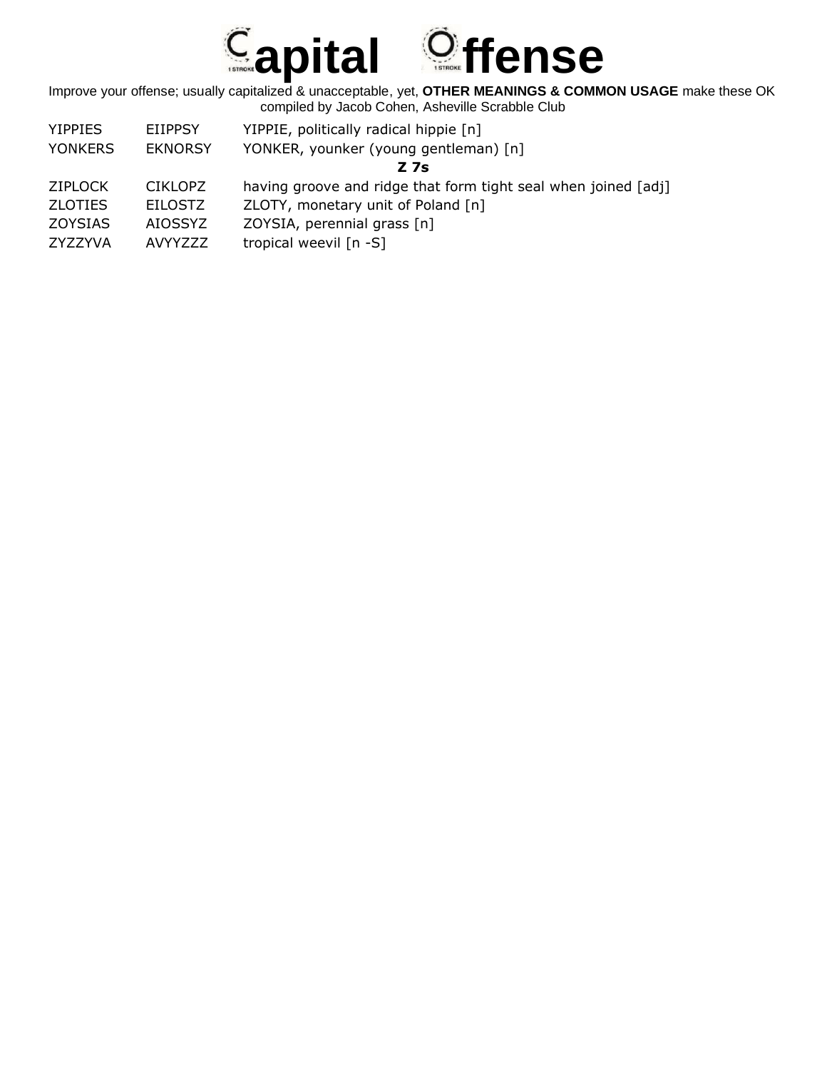# Capital Offense

Improve your offense; usually capitalized & unacceptable, yet, **OTHER MEANINGS & COMMON USAGE** make these OK
compiled by Jacob Cohen, Asheville Scrabble Club

| | | |
|---|---|---|
| YIPPIES | EIIPPSY | YIPPIE, politically radical hippie [n] |
| YONKERS | EKNORSY | YONKER, younker (young gentleman) [n] |
| | | **Z 7s** |
| ZIPLOCK | CIKLOPZ | having groove and ridge that form tight seal when joined [adj] |
| ZLOTIES | EILOSTZ | ZLOTY, monetary unit of Poland [n] |
| ZOYSIAS | AIOSSYZ | ZOYSIA, perennial grass [n] |
| ZYZZYVA | AVYYZZZ | tropical weevil [n -S] |